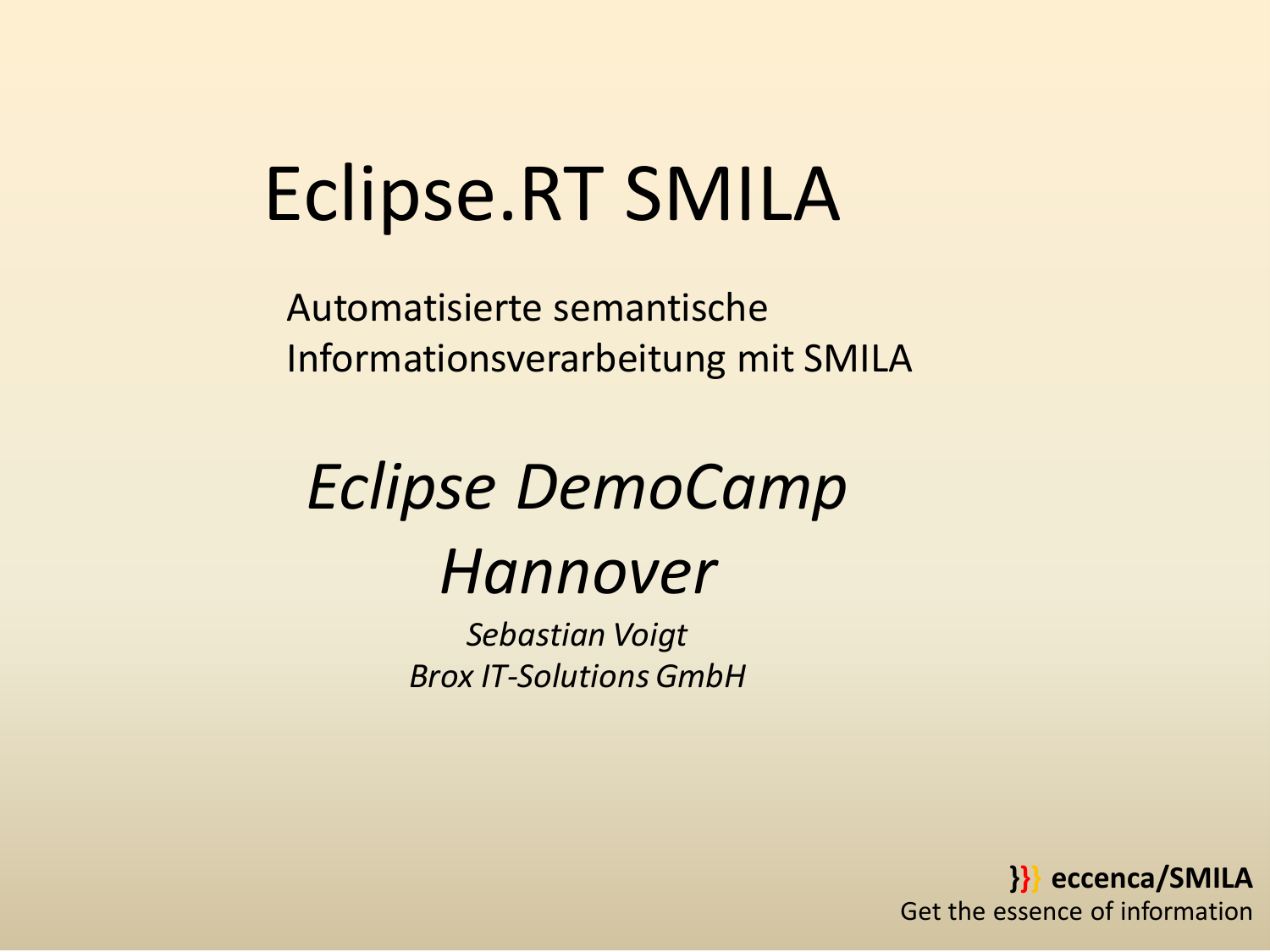# Eclipse.RT SMILA

Automatisierte semantische Informationsverarbeitung mit SMILA

## *Eclipse DemoCamp Hannover*

*Sebastian Voigt*
*Brox IT-Solutions GmbH*

**}}} eccenca/SMILA**
Get the essence of information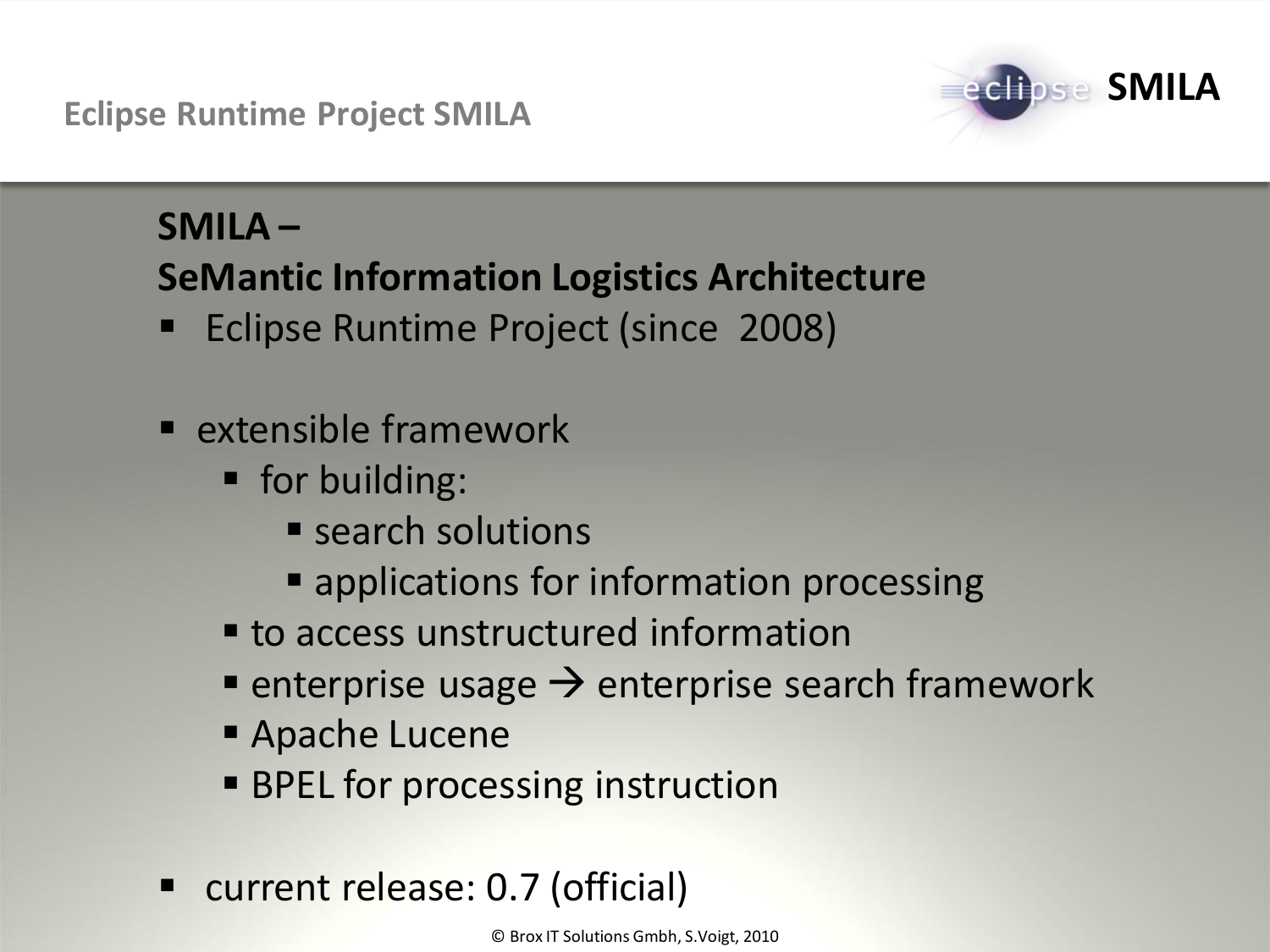## SMILA –
## SeMantic Information Logistics Architecture

- Eclipse Runtime Project (since 2008)

- extensible framework
  - for building:
    - search solutions
    - applications for information processing
  - to access unstructured information
  - enterprise usage → enterprise search framework
  - Apache Lucene
  - BPEL for processing instruction

- current release: 0.7 (official)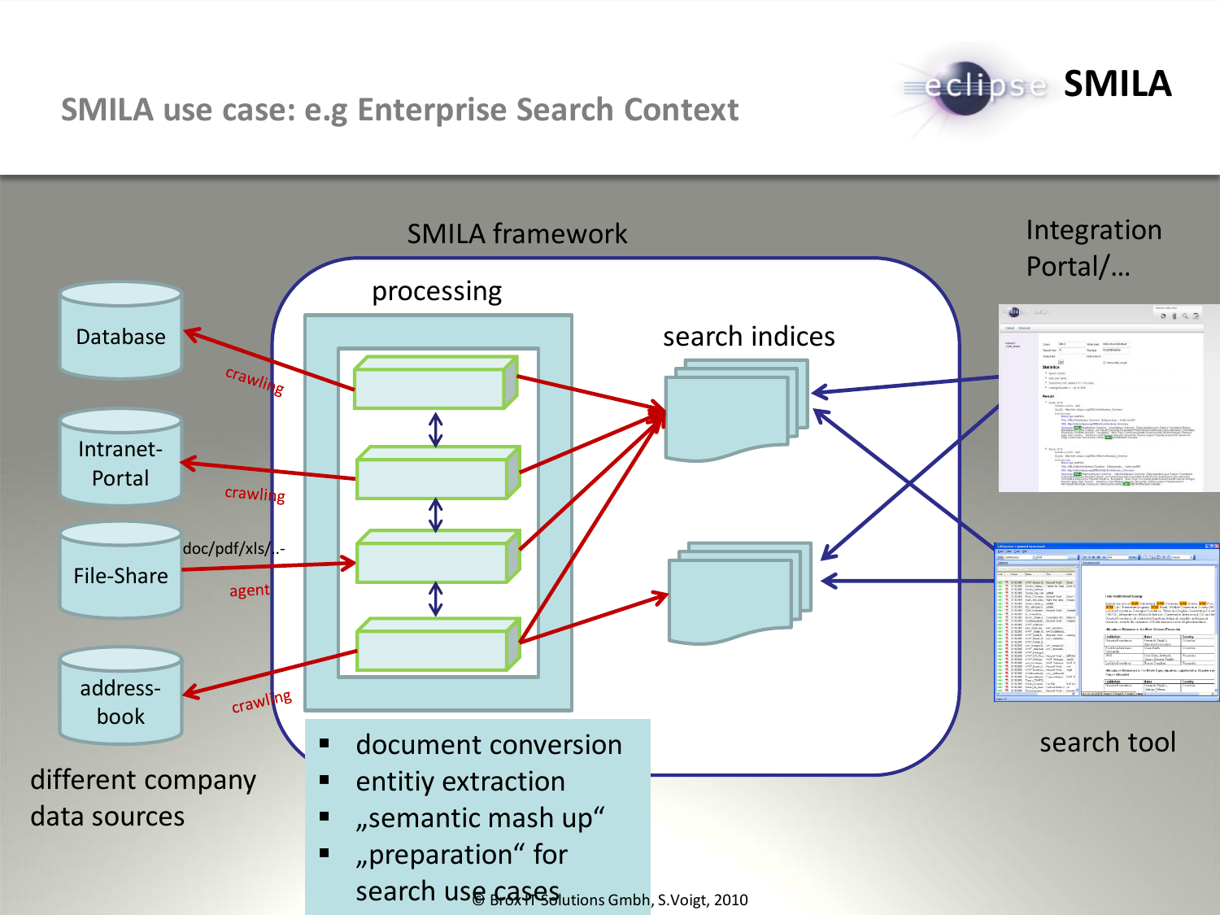# SMILA use case: e.g Enterprise Search Context

SMILA framework

processing

search indices

Integration Portal/…

Database

Intranet-Portal

File-Share

address-book

crawling

crawling

doc/pdf/xls/..-

agent

crawling

different company data sources

search tool

- document conversion
- entitiy extraction
- „semantic mash up“
- „preparation“ for search use cases

© BroxIT Solutions Gmbh, S.Voigt, 2010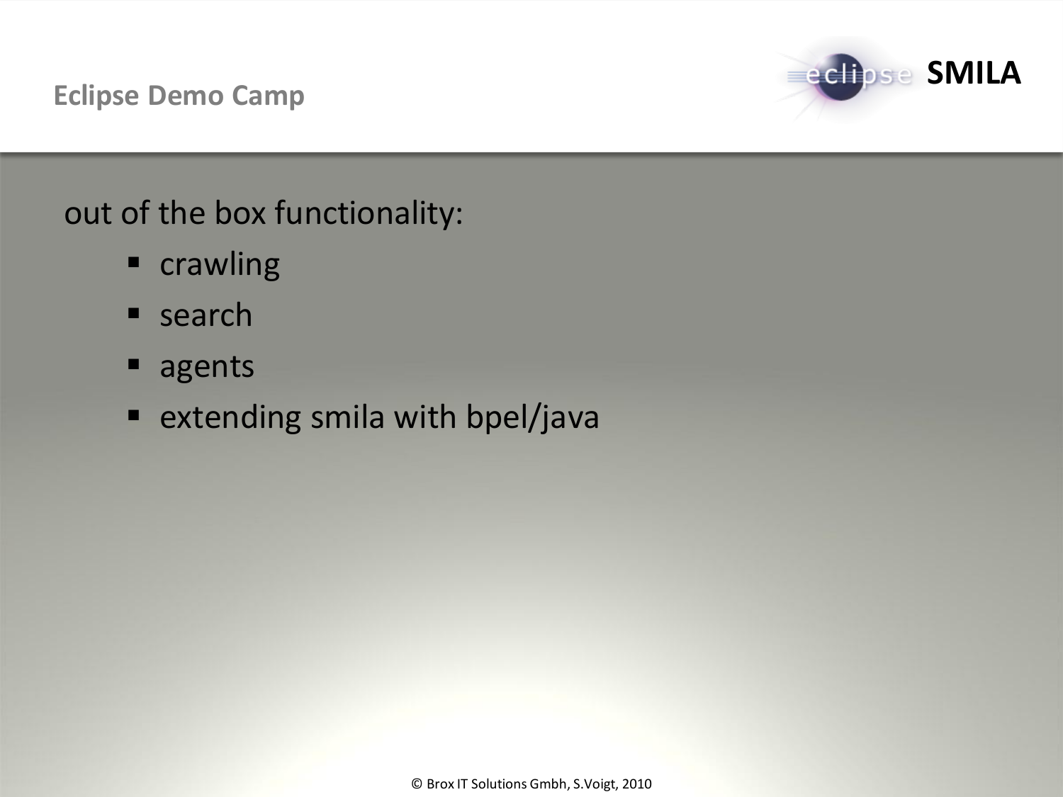out of the box functionality:

- crawling
- search
- agents
- extending smila with bpel/java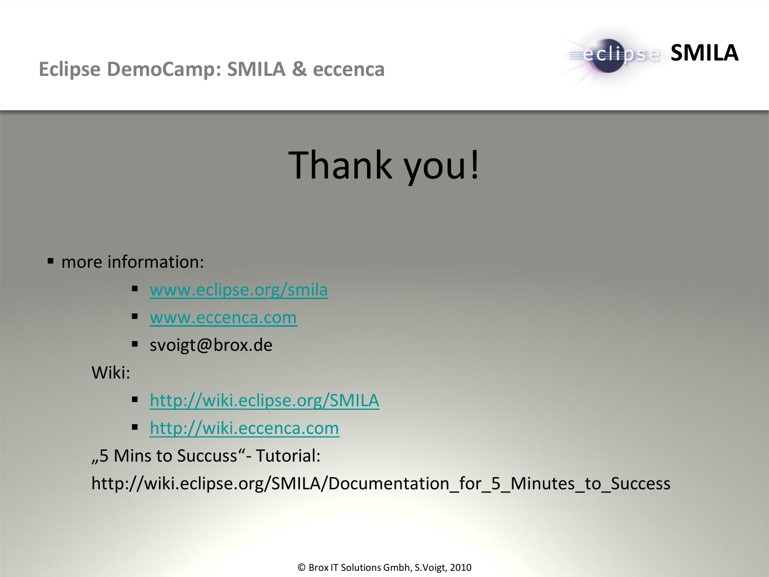# Thank you!

- more information:
    - www.eclipse.org/smila
    - www.eccenca.com
    - svoigt@brox.de

  Wiki:
    - http://wiki.eclipse.org/SMILA
    - http://wiki.eccenca.com

  „5 Mins to Succuss"- Tutorial:

  http://wiki.eclipse.org/SMILA/Documentation_for_5_Minutes_to_Success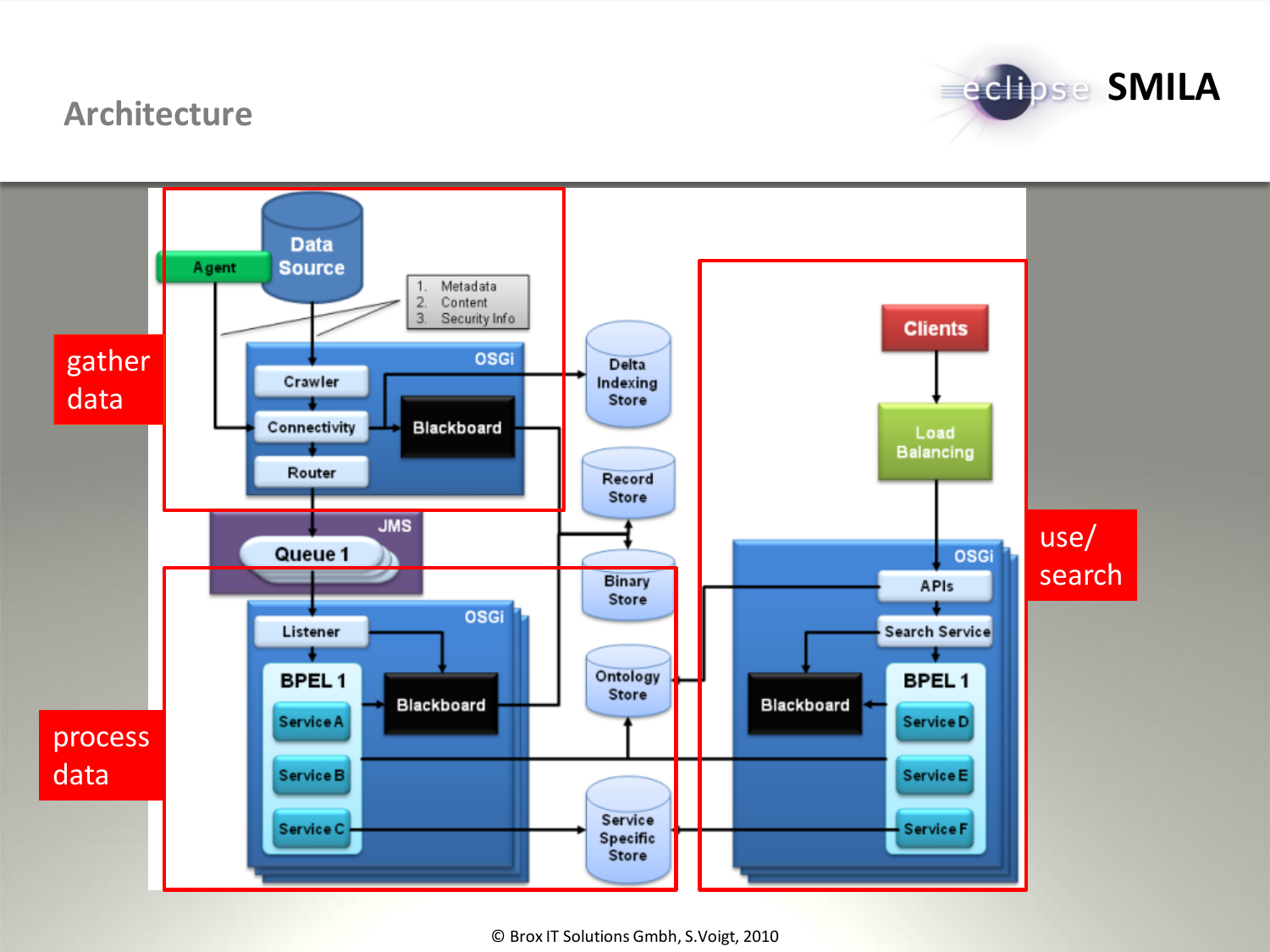# Architecture

SMILA

gather data

Agent

Data Source

1. Metadata
2. Content
3. Security Info

OSGi

Crawler

Connectivity

Blackboard

Router

Delta Indexing Store

Record Store

JMS

Queue 1

Binary Store

Clients

Load Balancing

use/ search

OSGi

APIs

Search Service

OSGi

Listener

BPEL 1

Service A

Service B

Service C

Blackboard

Ontology Store

Service Specific Store

Blackboard

BPEL 1

Service D

Service E

Service F

process data

© Brox IT Solutions Gmbh, S.Voigt, 2010